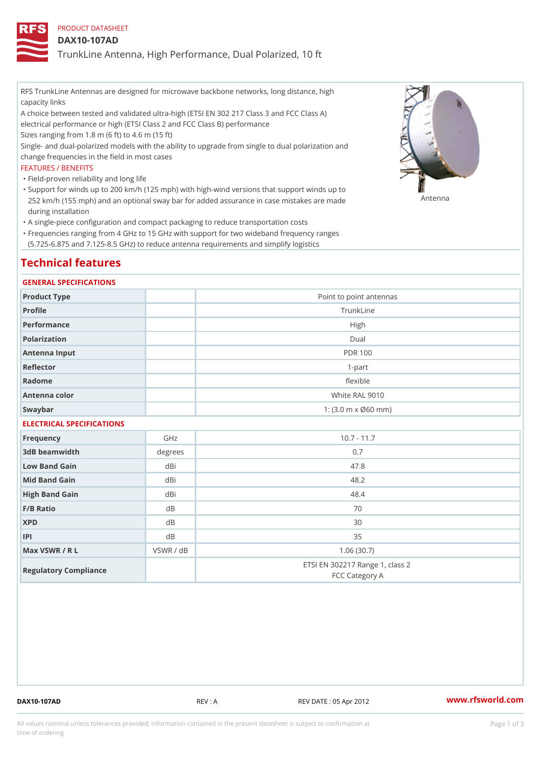PRODUCT DATASHEET

# DAX10-107AD

## TrunkLine Antenna, High Performance, Dual Polarized, 10 ft

RFS TrunkLine Antennas are designed for microwave backbone networks, long distance, high capacity links

A choice between tested and validated ultra-high (ETSI EN 302 217 Class 3 and FCC Class A) electrical performance or high (ETSI Class 2 and FCC Class B) performance

Sizes ranging from 1.8 m (6 ft) to 4.6 m (15 ft)

Single- and dual-polarized models with the ability to upgrade from single to dual polarization and change frequencies in the field in most cases

FEATURES / BENEFITS

- Field-proven reliability and long life
- Support for winds up to 200 km/h (125 mph) with high-wind versions that support winds up to 252 km/h (155 mph) and an optional sway bar for added assurance in case mistakes are made during installation
- A single-piece configuration and compact packaging to reduce transportation costs
- Frequencies ranging from 4 GHz to 15 GHz with support for two wideband frequency ranges (5.725-6.875 and 7.125-8.5 GHz) to reduce antenna requirements and simplify logistics

Antenna

# Technical features

### GENERAL SPECIFICATIONS

| | | |
|---|---|---|
| Product Type | | Point to point antennas |
| Profile | | TrunkLine |
| Performance | | High |
| Polarization | | Dual |
| Antenna Input | | PDR 100 |
| Reflector | | 1-part |
| Radome | | flexible |
| Antenna color | | White RAL 9010 |
| Swaybar | | 1: (3.0 m x Ø60 mm) |

### ELECTRICAL SPECIFICATIONS

| | | |
|---|---|---|
| Frequency | GHz | 10.7 - 11.7 |
| 3dB beamwidth | degrees | 0.7 |
| Low Band Gain | dBi | 47.8 |
| Mid Band Gain | dBi | 48.2 |
| High Band Gain | dBi | 48.4 |
| F/B Ratio | dB | 70 |
| XPD | dB | 30 |
| IPI | dB | 35 |
| Max VSWR / R L | VSWR / dB | 1.06 (30.7) |
| Regulatory Compliance | | ETSI EN 302217 Range 1, class 2<br>FCC Category A |

DAX10-107AD REV : A REV DATE : 05 Apr 2012 www.rfsworld.com

All values nominal unless tolerances provided; information contained in the present datasheet is subject to confirmation at time of ordering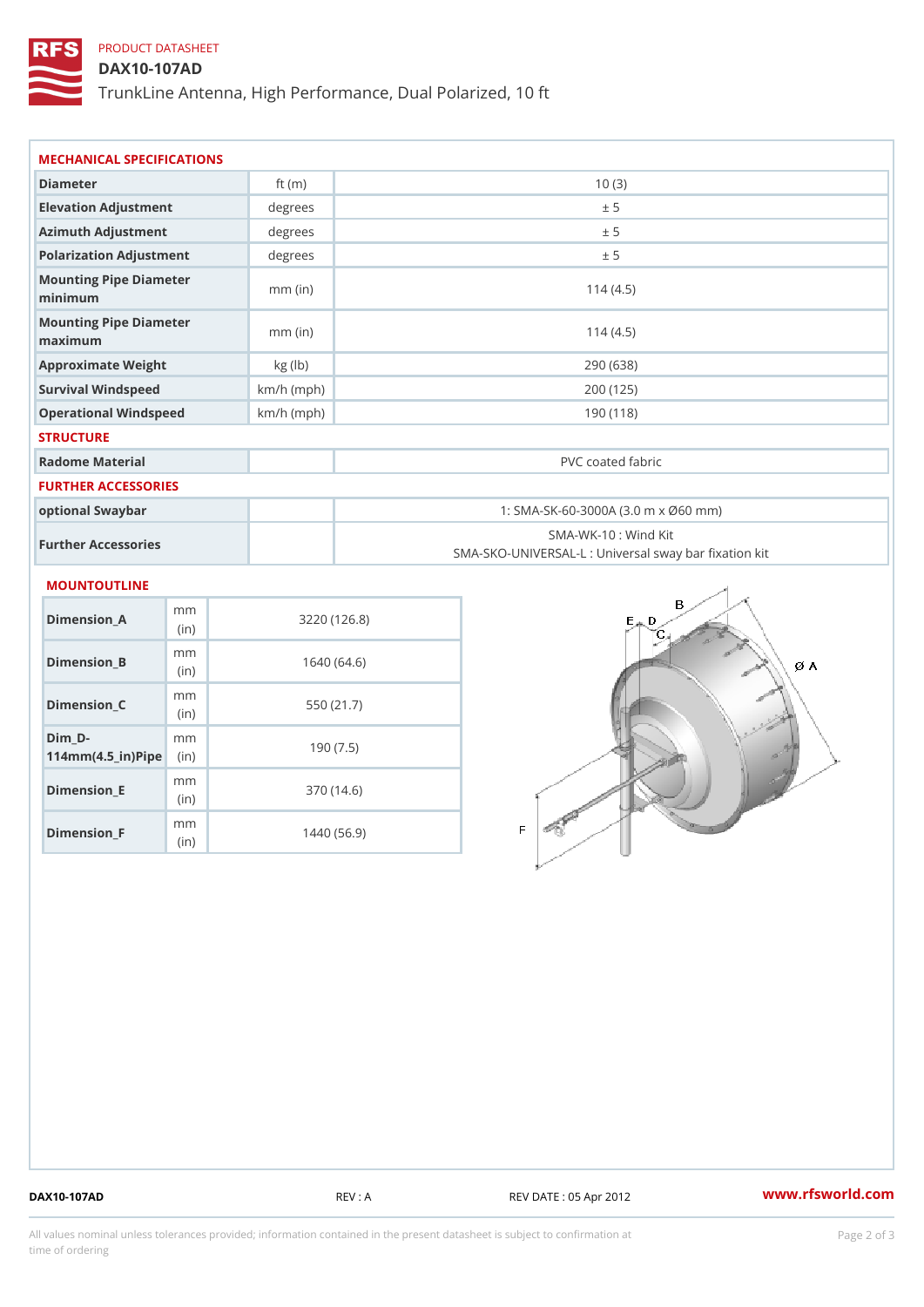PRODUCT DATASHEET

# DAX10-107AD

TrunkLine Antenna, High Performance, Dual Polarized, 10 ft

## MECHANICAL SPECIFICATIONS

| | | |
|---|---|---|
| Diameter | ft (m) | 10 (3) |
| Elevation Adjustment | degrees | ± 5 |
| Azimuth Adjustment | degrees | ± 5 |
| Polarization Adjustment | degrees | ± 5 |
| Mounting Pipe Diameter minimum | mm (in) | 114 (4.5) |
| Mounting Pipe Diameter maximum | mm (in) | 114 (4.5) |
| Approximate Weight | kg (lb) | 290 (638) |
| Survival Windspeed | km/h (mph) | 200 (125) |
| Operational Windspeed | km/h (mph) | 190 (118) |

## STRUCTURE

| | | |
|---|---|---|
| Radome Material | | PVC coated fabric |

## FURTHER ACCESSORIES

| | | |
|---|---|---|
| optional Swaybar | | 1: SMA-SK-60-3000A (3.0 m x Ø60 mm) |
| Further Accessories | | SMA-WK-10 : Wind Kit<br>SMA-SKO-UNIVERSAL-L : Universal sway bar fixation kit |

## MOUNTOUTLINE

| | | |
|---|---|---|
| Dimension_A | mm (in) | 3220 (126.8) |
| Dimension_B | mm (in) | 1640 (64.6) |
| Dimension_C | mm (in) | 550 (21.7) |
| Dim_D-114mm(4.5_in)Pipe | mm (in) | 190 (7.5) |
| Dimension_E | mm (in) | 370 (14.6) |
| Dimension_F | mm (in) | 1440 (56.9) |

DAX10-107AD REV : A REV DATE : 05 Apr 2012 www.rfsworld.com

All values nominal unless tolerances provided; information contained in the present datasheet is subject to confirmation at time of ordering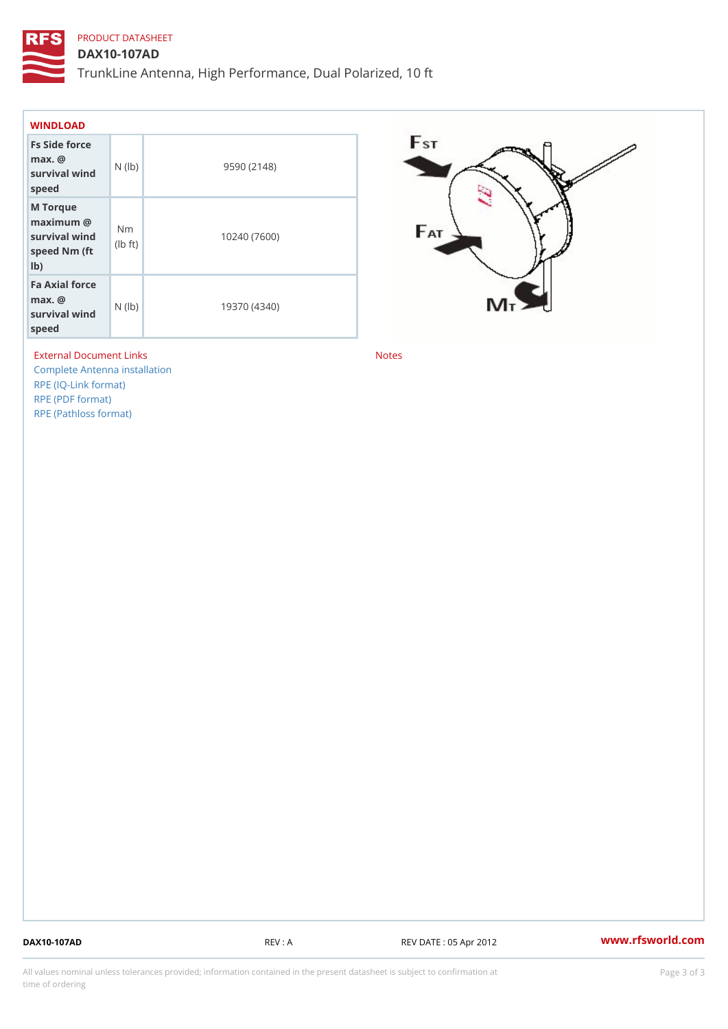PRODUCT DATASHEET

# DAX10-107AD

TrunkLine Antenna, High Performance, Dual Polarized, 10 ft

## WINDLOAD

| | | |
|---|---|---|
| Fs Side force max. @ survival wind speed | N (lb) | 9590 (2148) |
| M Torque maximum @ survival wind speed Nm (ft lb) | Nm (lb ft) | 10240 (7600) |
| Fa Axial force max. @ survival wind speed | N (lb) | 19370 (4340) |

FST

FAT

MT

External Document Links

Complete Antenna installation

RPE (IQ-Link format)

RPE (PDF format)

RPE (Pathloss format)

Notes

DAX10-107AD REV : A REV DATE : 05 Apr 2012 www.rfsworld.com

All values nominal unless tolerances provided; information contained in the present datasheet is subject to confirmation at time of ordering